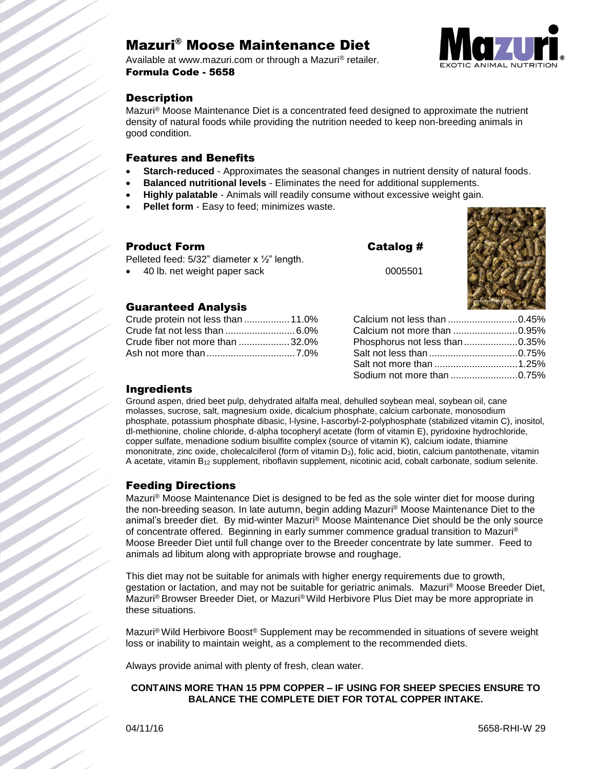# Mazuri® Moose Maintenance Diet

Available at www.mazuri.com or through a Mazuri® retailer.
**Formula Code - 5658**

## Description

Mazuri® Moose Maintenance Diet is a concentrated feed designed to approximate the nutrient density of natural foods while providing the nutrition needed to keep non-breeding animals in good condition.

## Features and Benefits

- **Starch-reduced** - Approximates the seasonal changes in nutrient density of natural foods.
- **Balanced nutritional levels** - Eliminates the need for additional supplements.
- **Highly palatable** - Animals will readily consume without excessive weight gain.
- **Pellet form** - Easy to feed; minimizes waste.

## Product Form

Pelleted feed: 5/32" diameter x ½" length.

| Product Form | Catalog # |
|---|---|
| 40 lb. net weight paper sack | 0005501 |

## Guaranteed Analysis

| | |
|---|---|
| Crude protein not less than | 11.0% |
| Crude fat not less than | 6.0% |
| Crude fiber not more than | 32.0% |
| Ash not more than | 7.0% |
| Calcium not less than | 0.45% |
| Calcium not more than | 0.95% |
| Phosphorus not less than | 0.35% |
| Salt not less than | 0.75% |
| Salt not more than | 1.25% |
| Sodium not more than | 0.75% |

## Ingredients

Ground aspen, dried beet pulp, dehydrated alfalfa meal, dehulled soybean meal, soybean oil, cane molasses, sucrose, salt, magnesium oxide, dicalcium phosphate, calcium carbonate, monosodium phosphate, potassium phosphate dibasic, l-lysine, l-ascorbyl-2-polyphosphate (stabilized vitamin C), inositol, dl-methionine, choline chloride, d-alpha tocopheryl acetate (form of vitamin E), pyridoxine hydrochloride, copper sulfate, menadione sodium bisulfite complex (source of vitamin K), calcium iodate, thiamine mononitrate, zinc oxide, cholecalciferol (form of vitamin $D_3$), folic acid, biotin, calcium pantothenate, vitamin A acetate, vitamin $B_{12}$ supplement, riboflavin supplement, nicotinic acid, cobalt carbonate, sodium selenite.

## Feeding Directions

Mazuri® Moose Maintenance Diet is designed to be fed as the sole winter diet for moose during the non-breeding season. In late autumn, begin adding Mazuri® Moose Maintenance Diet to the animal's breeder diet. By mid-winter Mazuri® Moose Maintenance Diet should be the only source of concentrate offered. Beginning in early summer commence gradual transition to Mazuri® Moose Breeder Diet until full change over to the Breeder concentrate by late summer. Feed to animals ad libitum along with appropriate browse and roughage.

This diet may not be suitable for animals with higher energy requirements due to growth, gestation or lactation, and may not be suitable for geriatric animals. Mazuri® Moose Breeder Diet, Mazuri® Browser Breeder Diet, or Mazuri® Wild Herbivore Plus Diet may be more appropriate in these situations.

Mazuri® Wild Herbivore Boost® Supplement may be recommended in situations of severe weight loss or inability to maintain weight, as a complement to the recommended diets.

Always provide animal with plenty of fresh, clean water.

**CONTAINS MORE THAN 15 PPM COPPER – IF USING FOR SHEEP SPECIES ENSURE TO BALANCE THE COMPLETE DIET FOR TOTAL COPPER INTAKE.**

04/11/16 5658-RHI-W 29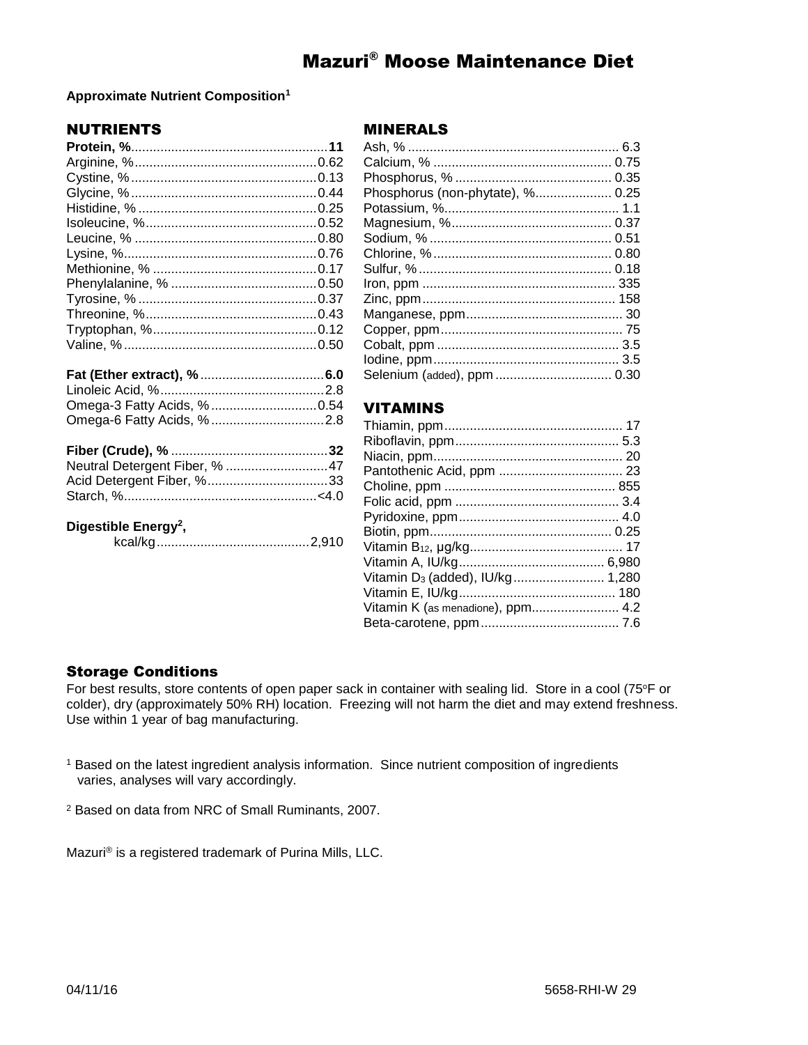# Mazuri® Moose Maintenance Diet

**Approximate Nutrient Composition[1]**

## NUTRIENTS

| | |
|---|---|
| **Protein, %** | **11** |
| Arginine, % | 0.62 |
| Cystine, % | 0.13 |
| Glycine, % | 0.44 |
| Histidine, % | 0.25 |
| Isoleucine, % | 0.52 |
| Leucine, % | 0.80 |
| Lysine, % | 0.76 |
| Methionine, % | 0.17 |
| Phenylalanine, % | 0.50 |
| Tyrosine, % | 0.37 |
| Threonine, % | 0.43 |
| Tryptophan, % | 0.12 |
| Valine, % | 0.50 |
| | |
| **Fat (Ether extract), %** | **6.0** |
| Linoleic Acid, % | 2.8 |
| Omega-3 Fatty Acids, % | 0.54 |
| Omega-6 Fatty Acids, % | 2.8 |
| | |
| **Fiber (Crude), %** | **32** |
| Neutral Detergent Fiber, % | 47 |
| Acid Detergent Fiber, % | 33 |
| Starch, % | <4.0 |
| | |
| **Digestible Energy[2], kcal/kg** | 2,910 |

## MINERALS

| | |
|---|---|
| Ash, % | 6.3 |
| Calcium, % | 0.75 |
| Phosphorus, % | 0.35 |
| Phosphorus (non-phytate), % | 0.25 |
| Potassium, % | 1.1 |
| Magnesium, % | 0.37 |
| Sodium, % | 0.51 |
| Chlorine, % | 0.80 |
| Sulfur, % | 0.18 |
| Iron, ppm | 335 |
| Zinc, ppm | 158 |
| Manganese, ppm | 30 |
| Copper, ppm | 75 |
| Cobalt, ppm | 3.5 |
| Iodine, ppm | 3.5 |
| Selenium (added), ppm | 0.30 |

## VITAMINS

| | |
|---|---|
| Thiamin, ppm | 17 |
| Riboflavin, ppm | 5.3 |
| Niacin, ppm | 20 |
| Pantothenic Acid, ppm | 23 |
| Choline, ppm | 855 |
| Folic acid, ppm | 3.4 |
| Pyridoxine, ppm | 4.0 |
| Biotin, ppm | 0.25 |
| Vitamin $B_{12}$, µg/kg | 17 |
| Vitamin A, IU/kg | 6,980 |
| Vitamin $D_3$ (added), IU/kg | 1,280 |
| Vitamin E, IU/kg | 180 |
| Vitamin K (as menadione), ppm | 4.2 |
| Beta-carotene, ppm | 7.6 |

## Storage Conditions

For best results, store contents of open paper sack in container with sealing lid. Store in a cool (75°F or colder), dry (approximately 50% RH) location. Freezing will not harm the diet and may extend freshness. Use within 1 year of bag manufacturing.

[1] Based on the latest ingredient analysis information. Since nutrient composition of ingredients varies, analyses will vary accordingly.

[2] Based on data from NRC of Small Ruminants, 2007.

Mazuri® is a registered trademark of Purina Mills, LLC.

04/11/16 5658-RHI-W 29